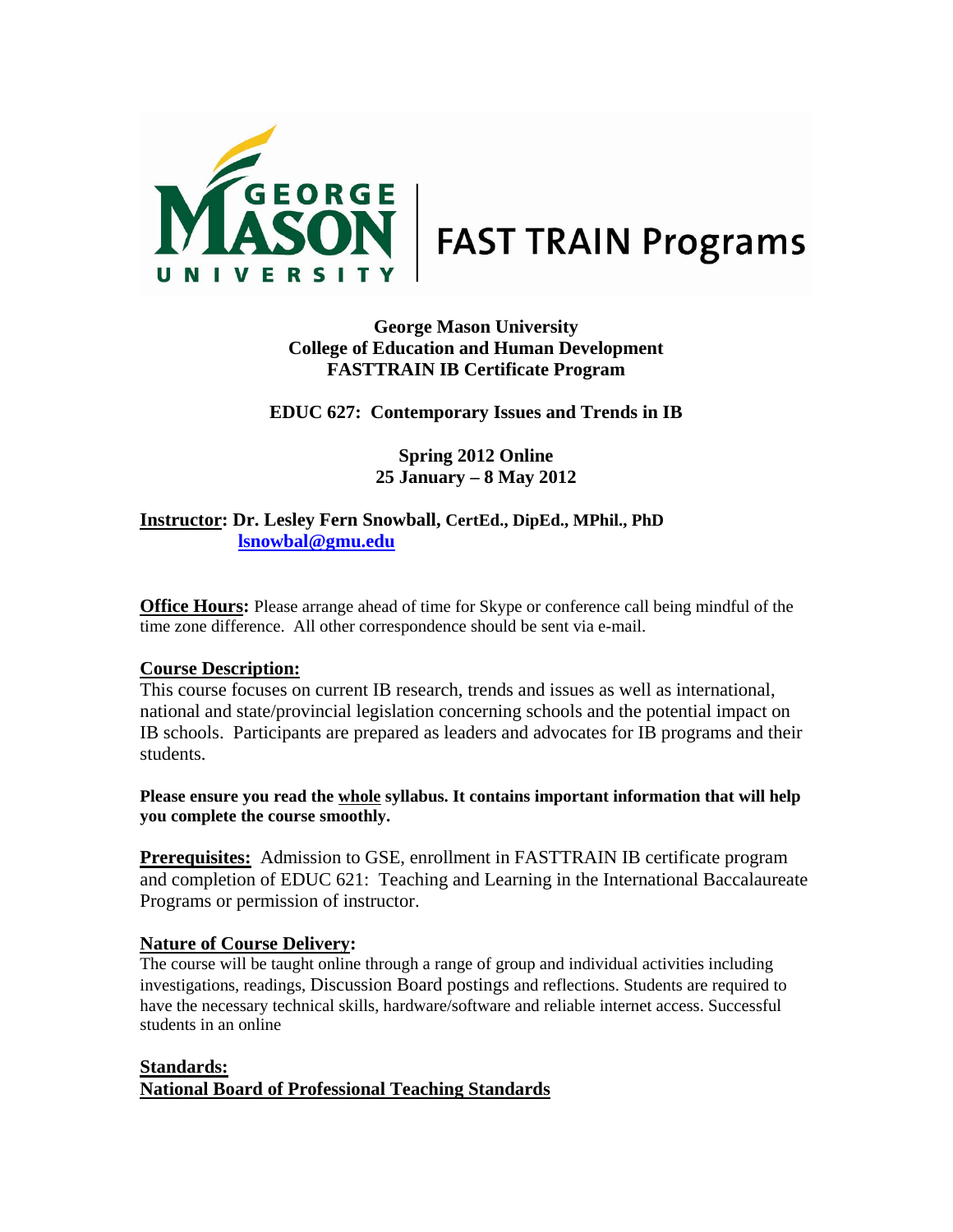George Mason University FAST TRAIN Programs

**George Mason University**
**College of Education and Human Development**
**FASTTRAIN IB Certificate Program**

**EDUC 627: Contemporary Issues and Trends in IB**

**Spring 2012 Online**
**25 January – 8 May 2012**

**<u>Instructor</u>: Dr. Lesley Fern Snowball, CertEd., DipEd., MPhil., PhD**
**lsnowbal@gmu.edu**

**<u>Office Hours</u>:** Please arrange ahead of time for Skype or conference call being mindful of the time zone difference. All other correspondence should be sent via e-mail.

**<u>Course Description:</u>**
This course focuses on current IB research, trends and issues as well as international, national and state/provincial legislation concerning schools and the potential impact on IB schools. Participants are prepared as leaders and advocates for IB programs and their students.

**Please ensure you read the <u>whole</u> syllabus. It contains important information that will help you complete the course smoothly.**

**<u>Prerequisites:</u>** Admission to GSE, enrollment in FASTTRAIN IB certificate program and completion of EDUC 621: Teaching and Learning in the International Baccalaureate Programs or permission of instructor.

**<u>Nature of Course Delivery</u>:**
The course will be taught online through a range of group and individual activities including investigations, readings, Discussion Board postings and reflections. Students are required to have the necessary technical skills, hardware/software and reliable internet access. Successful students in an online

**<u>Standards:</u>**
**<u>National Board of Professional Teaching Standards</u>**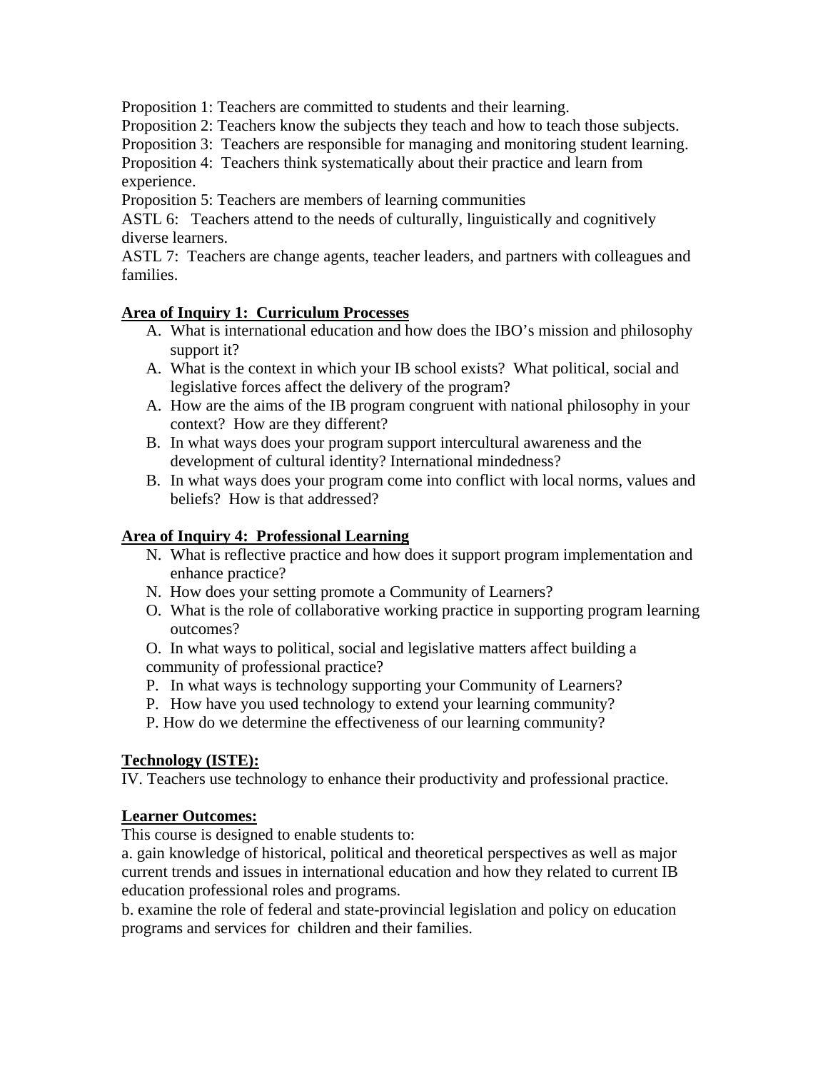Proposition 1: Teachers are committed to students and their learning.
Proposition 2: Teachers know the subjects they teach and how to teach those subjects.
Proposition 3: Teachers are responsible for managing and monitoring student learning.
Proposition 4: Teachers think systematically about their practice and learn from experience.
Proposition 5: Teachers are members of learning communities
ASTL 6: Teachers attend to the needs of culturally, linguistically and cognitively diverse learners.
ASTL 7: Teachers are change agents, teacher leaders, and partners with colleagues and families.

**Area of Inquiry 1: Curriculum Processes**

A. What is international education and how does the IBO's mission and philosophy support it?
A. What is the context in which your IB school exists? What political, social and legislative forces affect the delivery of the program?
A. How are the aims of the IB program congruent with national philosophy in your context? How are they different?
B. In what ways does your program support intercultural awareness and the development of cultural identity? International mindedness?
B. In what ways does your program come into conflict with local norms, values and beliefs? How is that addressed?

**Area of Inquiry 4: Professional Learning**

N. What is reflective practice and how does it support program implementation and enhance practice?
N. How does your setting promote a Community of Learners?
O. What is the role of collaborative working practice in supporting program learning outcomes?
O. In what ways to political, social and legislative matters affect building a community of professional practice?
P. In what ways is technology supporting your Community of Learners?
P. How have you used technology to extend your learning community?
P. How do we determine the effectiveness of our learning community?

**Technology (ISTE):**

IV. Teachers use technology to enhance their productivity and professional practice.

**Learner Outcomes:**

This course is designed to enable students to:
a. gain knowledge of historical, political and theoretical perspectives as well as major current trends and issues in international education and how they related to current IB education professional roles and programs.
b. examine the role of federal and state-provincial legislation and policy on education programs and services for children and their families.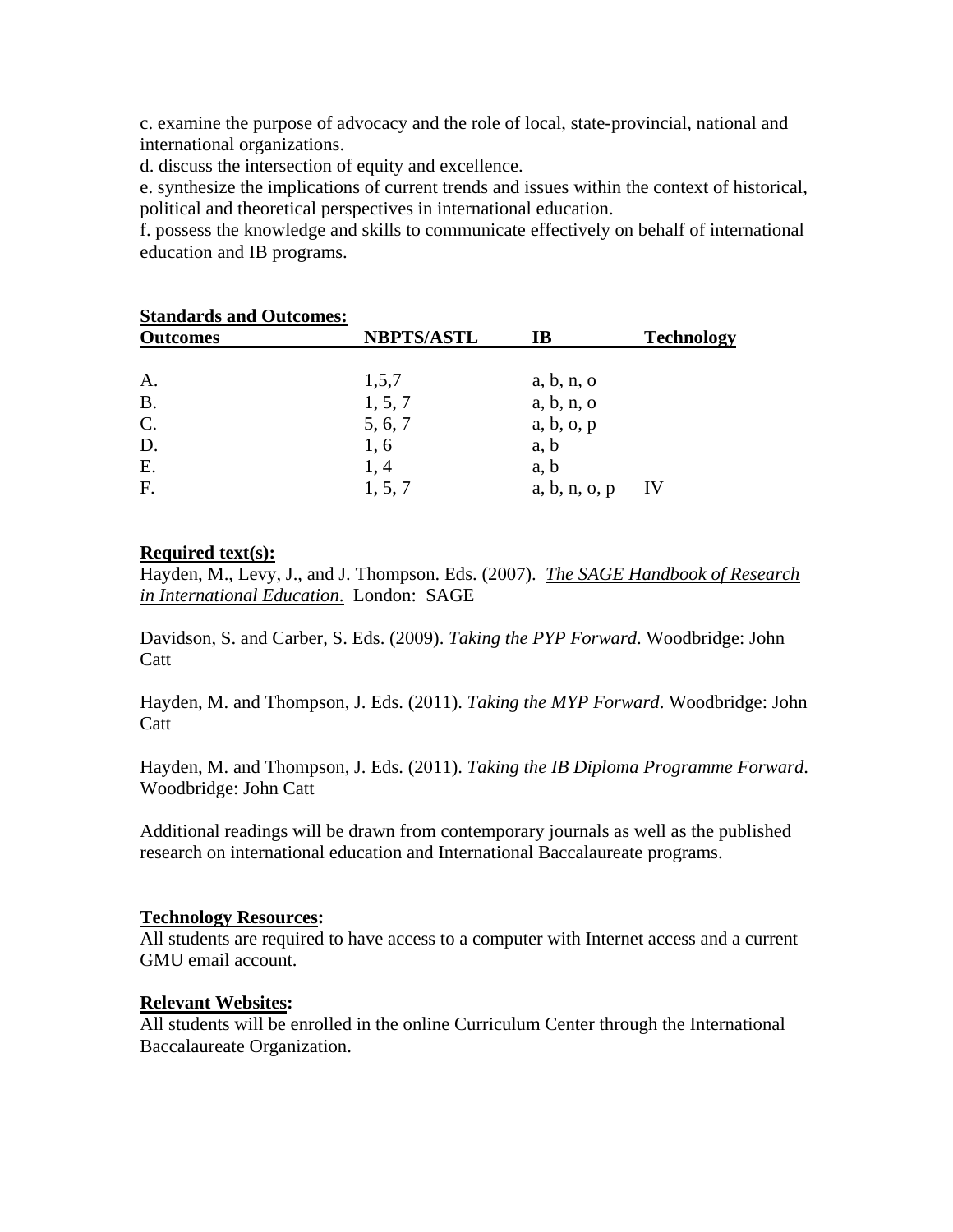c. examine the purpose of advocacy and the role of local, state-provincial, national and international organizations.
d. discuss the intersection of equity and excellence.
e. synthesize the implications of current trends and issues within the context of historical, political and theoretical perspectives in international education.
f. possess the knowledge and skills to communicate effectively on behalf of international education and IB programs.

**Standards and Outcomes:**

| **Outcomes** | **NBPTS/ASTL** | **IB** | **Technology** |
|---|---|---|---|
| A. | 1,5,7 | a, b, n, o | |
| B. | 1, 5, 7 | a, b, n, o | |
| C. | 5, 6, 7 | a, b, o, p | |
| D. | 1, 6 | a, b | |
| E. | 1, 4 | a, b | |
| F. | 1, 5, 7 | a, b, n, o, p | IV |

**Required text(s):**

Hayden, M., Levy, J., and J. Thompson. Eds. (2007). *The SAGE Handbook of Research in International Education.* London: SAGE

Davidson, S. and Carber, S. Eds. (2009). *Taking the PYP Forward*. Woodbridge: John Catt

Hayden, M. and Thompson, J. Eds. (2011). *Taking the MYP Forward*. Woodbridge: John Catt

Hayden, M. and Thompson, J. Eds. (2011). *Taking the IB Diploma Programme Forward*. Woodbridge: John Catt

Additional readings will be drawn from contemporary journals as well as the published research on international education and International Baccalaureate programs.

**Technology Resources:**

All students are required to have access to a computer with Internet access and a current GMU email account.

**Relevant Websites:**

All students will be enrolled in the online Curriculum Center through the International Baccalaureate Organization.